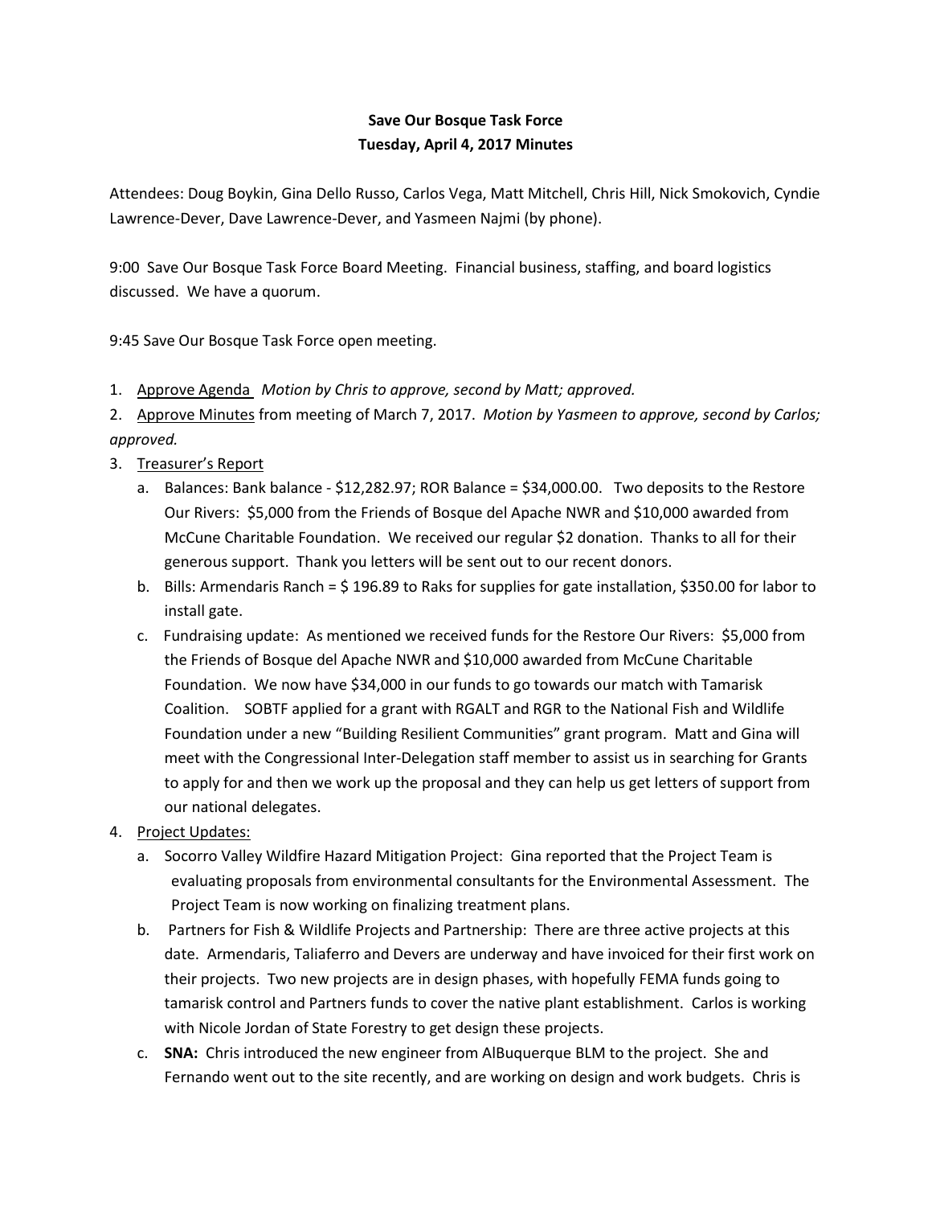**Save Our Bosque Task Force**
**Tuesday, April 4, 2017 Minutes**

Attendees: Doug Boykin, Gina Dello Russo, Carlos Vega, Matt Mitchell, Chris Hill, Nick Smokovich, Cyndie Lawrence-Dever, Dave Lawrence-Dever, and Yasmeen Najmi (by phone).

9:00 Save Our Bosque Task Force Board Meeting. Financial business, staffing, and board logistics discussed. We have a quorum.

9:45 Save Our Bosque Task Force open meeting.

1. Approve Agenda *Motion by Chris to approve, second by Matt; approved.*
2. Approve Minutes from meeting of March 7, 2017. *Motion by Yasmeen to approve, second by Carlos; approved.*
3. Treasurer's Report
   a. Balances: Bank balance - $12,282.97; ROR Balance = $34,000.00. Two deposits to the Restore Our Rivers: $5,000 from the Friends of Bosque del Apache NWR and $10,000 awarded from McCune Charitable Foundation. We received our regular $2 donation. Thanks to all for their generous support. Thank you letters will be sent out to our recent donors.
   b. Bills: Armendaris Ranch = $ 196.89 to Raks for supplies for gate installation, $350.00 for labor to install gate.
   c. Fundraising update: As mentioned we received funds for the Restore Our Rivers: $5,000 from the Friends of Bosque del Apache NWR and $10,000 awarded from McCune Charitable Foundation. We now have $34,000 in our funds to go towards our match with Tamarisk Coalition. SOBTF applied for a grant with RGALT and RGR to the National Fish and Wildlife Foundation under a new "Building Resilient Communities" grant program. Matt and Gina will meet with the Congressional Inter-Delegation staff member to assist us in searching for Grants to apply for and then we work up the proposal and they can help us get letters of support from our national delegates.
4. Project Updates:
   a. Socorro Valley Wildfire Hazard Mitigation Project: Gina reported that the Project Team is evaluating proposals from environmental consultants for the Environmental Assessment. The Project Team is now working on finalizing treatment plans.
   b. Partners for Fish & Wildlife Projects and Partnership: There are three active projects at this date. Armendaris, Taliaferro and Devers are underway and have invoiced for their first work on their projects. Two new projects are in design phases, with hopefully FEMA funds going to tamarisk control and Partners funds to cover the native plant establishment. Carlos is working with Nicole Jordan of State Forestry to get design these projects.
   c. **SNA:** Chris introduced the new engineer from AlBuquerque BLM to the project. She and Fernando went out to the site recently, and are working on design and work budgets. Chris is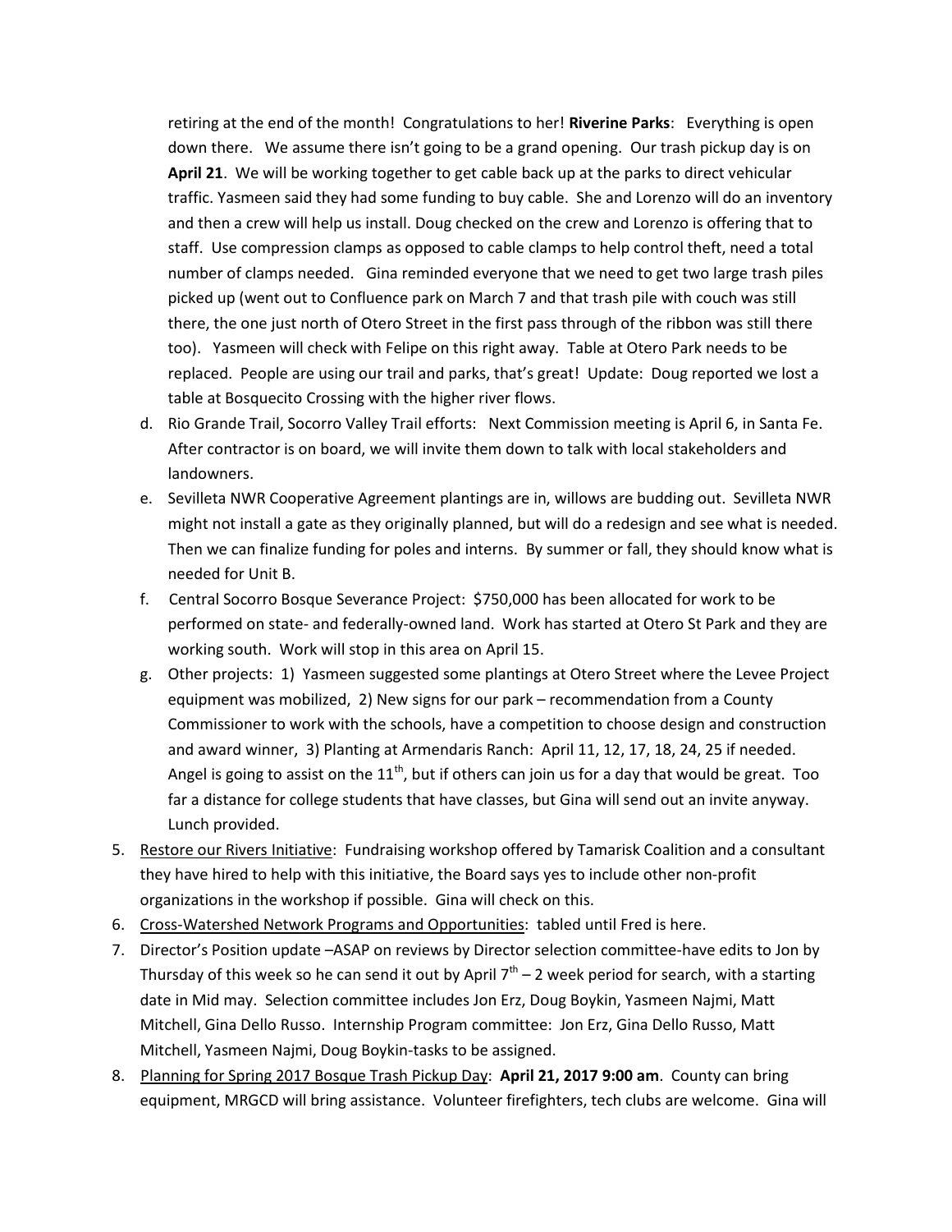retiring at the end of the month! Congratulations to her! **Riverine Parks**: Everything is open down there. We assume there isn't going to be a grand opening. Our trash pickup day is on **April 21**. We will be working together to get cable back up at the parks to direct vehicular traffic. Yasmeen said they had some funding to buy cable. She and Lorenzo will do an inventory and then a crew will help us install. Doug checked on the crew and Lorenzo is offering that to staff. Use compression clamps as opposed to cable clamps to help control theft, need a total number of clamps needed. Gina reminded everyone that we need to get two large trash piles picked up (went out to Confluence park on March 7 and that trash pile with couch was still there, the one just north of Otero Street in the first pass through of the ribbon was still there too). Yasmeen will check with Felipe on this right away. Table at Otero Park needs to be replaced. People are using our trail and parks, that's great! Update: Doug reported we lost a table at Bosquecito Crossing with the higher river flows.

d. Rio Grande Trail, Socorro Valley Trail efforts: Next Commission meeting is April 6, in Santa Fe. After contractor is on board, we will invite them down to talk with local stakeholders and landowners.

e. Sevilleta NWR Cooperative Agreement plantings are in, willows are budding out. Sevilleta NWR might not install a gate as they originally planned, but will do a redesign and see what is needed. Then we can finalize funding for poles and interns. By summer or fall, they should know what is needed for Unit B.

f. Central Socorro Bosque Severance Project: $750,000 has been allocated for work to be performed on state- and federally-owned land. Work has started at Otero St Park and they are working south. Work will stop in this area on April 15.

g. Other projects: 1) Yasmeen suggested some plantings at Otero Street where the Levee Project equipment was mobilized, 2) New signs for our park – recommendation from a County Commissioner to work with the schools, have a competition to choose design and construction and award winner, 3) Planting at Armendaris Ranch: April 11, 12, 17, 18, 24, 25 if needed. Angel is going to assist on the 11th, but if others can join us for a day that would be great. Too far a distance for college students that have classes, but Gina will send out an invite anyway. Lunch provided.

5. Restore our Rivers Initiative: Fundraising workshop offered by Tamarisk Coalition and a consultant they have hired to help with this initiative, the Board says yes to include other non-profit organizations in the workshop if possible. Gina will check on this.
6. Cross-Watershed Network Programs and Opportunities: tabled until Fred is here.
7. Director's Position update –ASAP on reviews by Director selection committee-have edits to Jon by Thursday of this week so he can send it out by April 7th – 2 week period for search, with a starting date in Mid may. Selection committee includes Jon Erz, Doug Boykin, Yasmeen Najmi, Matt Mitchell, Gina Dello Russo. Internship Program committee: Jon Erz, Gina Dello Russo, Matt Mitchell, Yasmeen Najmi, Doug Boykin-tasks to be assigned.
8. Planning for Spring 2017 Bosque Trash Pickup Day: **April 21, 2017 9:00 am**. County can bring equipment, MRGCD will bring assistance. Volunteer firefighters, tech clubs are welcome. Gina will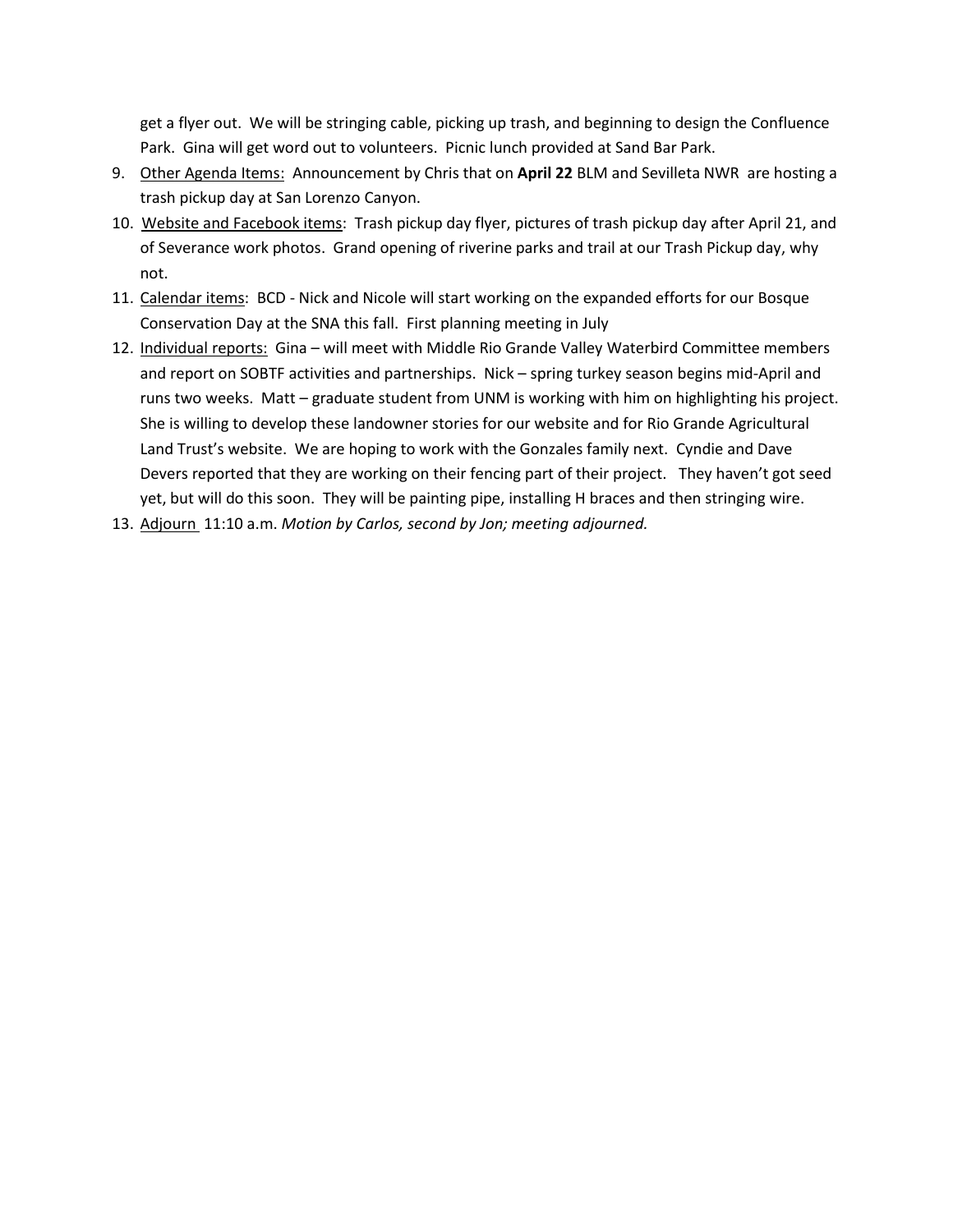get a flyer out. We will be stringing cable, picking up trash, and beginning to design the Confluence Park. Gina will get word out to volunteers. Picnic lunch provided at Sand Bar Park.

9. Other Agenda Items: Announcement by Chris that on **April 22** BLM and Sevilleta NWR are hosting a trash pickup day at San Lorenzo Canyon.
10. Website and Facebook items: Trash pickup day flyer, pictures of trash pickup day after April 21, and of Severance work photos. Grand opening of riverine parks and trail at our Trash Pickup day, why not.
11. Calendar items: BCD - Nick and Nicole will start working on the expanded efforts for our Bosque Conservation Day at the SNA this fall. First planning meeting in July
12. Individual reports: Gina – will meet with Middle Rio Grande Valley Waterbird Committee members and report on SOBTF activities and partnerships. Nick – spring turkey season begins mid-April and runs two weeks. Matt – graduate student from UNM is working with him on highlighting his project. She is willing to develop these landowner stories for our website and for Rio Grande Agricultural Land Trust's website. We are hoping to work with the Gonzales family next. Cyndie and Dave Devers reported that they are working on their fencing part of their project. They haven't got seed yet, but will do this soon. They will be painting pipe, installing H braces and then stringing wire.
13. Adjourn 11:10 a.m. *Motion by Carlos, second by Jon; meeting adjourned.*